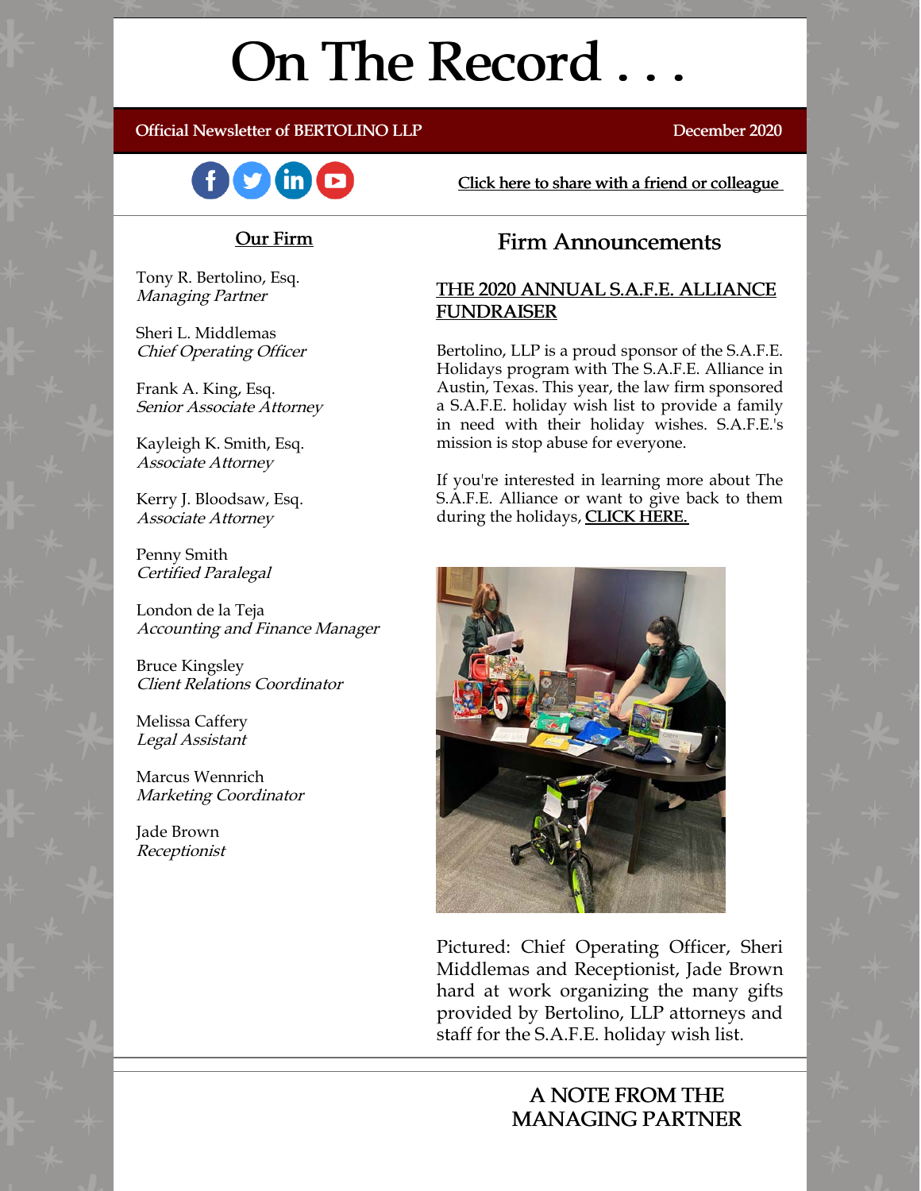# On The Record . . .

**Official Newsletter of BERTOLINO LLP** — **December 2020**

Click here to share with a friend or colleague

## Our Firm

Tony R. Bertolino, Esq.
*Managing Partner*

Sheri L. Middlemas
*Chief Operating Officer*

Frank A. King, Esq.
*Senior Associate Attorney*

Kayleigh K. Smith, Esq.
*Associate Attorney*

Kerry J. Bloodsaw, Esq.
*Associate Attorney*

Penny Smith
*Certified Paralegal*

London de la Teja
*Accounting and Finance Manager*

Bruce Kingsley
*Client Relations Coordinator*

Melissa Caffery
*Legal Assistant*

Marcus Wennrich
*Marketing Coordinator*

Jade Brown
*Receptionist*

## Firm Announcements

### THE 2020 ANNUAL S.A.F.E. ALLIANCE FUNDRAISER

Bertolino, LLP is a proud sponsor of the S.A.F.E. Holidays program with The S.A.F.E. Alliance in Austin, Texas. This year, the law firm sponsored a S.A.F.E. holiday wish list to provide a family in need with their holiday wishes. S.A.F.E.'s mission is stop abuse for everyone.

If you're interested in learning more about The S.A.F.E. Alliance or want to give back to them during the holidays, **CLICK HERE.**

Pictured: Chief Operating Officer, Sheri Middlemas and Receptionist, Jade Brown hard at work organizing the many gifts provided by Bertolino, LLP attorneys and staff for the S.A.F.E. holiday wish list.

## A NOTE FROM THE MANAGING PARTNER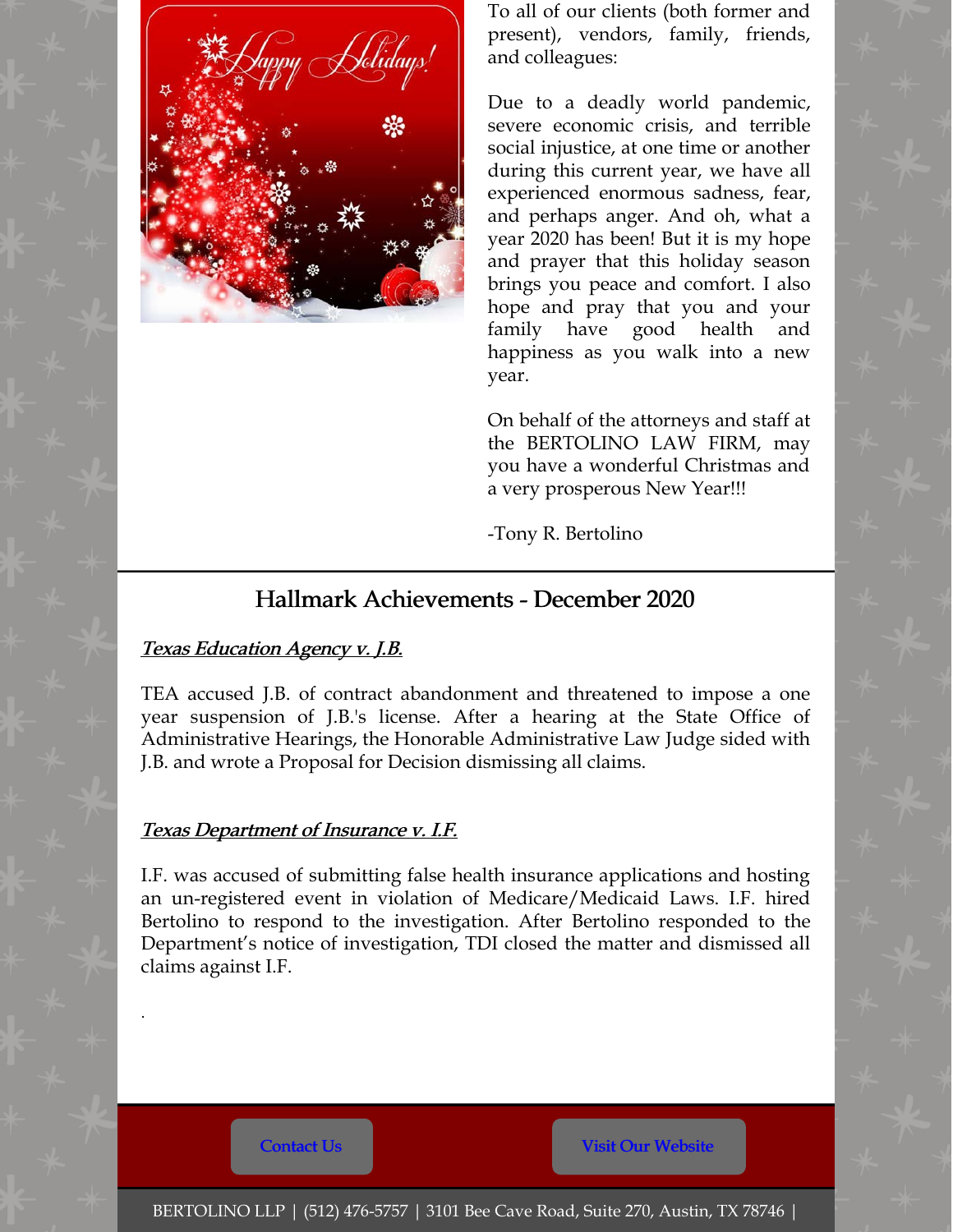To all of our clients (both former and present), vendors, family, friends, and colleagues:

Due to a deadly world pandemic, severe economic crisis, and terrible social injustice, at one time or another during this current year, we have all experienced enormous sadness, fear, and perhaps anger. And oh, what a year 2020 has been! But it is my hope and prayer that this holiday season brings you peace and comfort. I also hope and pray that you and your family have good health and happiness as you walk into a new year.

On behalf of the attorneys and staff at the BERTOLINO LAW FIRM, may you have a wonderful Christmas and a very prosperous New Year!!!

-Tony R. Bertolino

## Hallmark Achievements - December 2020

***Texas Education Agency v. J.B.***

TEA accused J.B. of contract abandonment and threatened to impose a one year suspension of J.B.'s license. After a hearing at the State Office of Administrative Hearings, the Honorable Administrative Law Judge sided with J.B. and wrote a Proposal for Decision dismissing all claims.

***Texas Department of Insurance v. I.F.***

I.F. was accused of submitting false health insurance applications and hosting an un-registered event in violation of Medicare/Medicaid Laws. I.F. hired Bertolino to respond to the investigation. After Bertolino responded to the Department's notice of investigation, TDI closed the matter and dismissed all claims against I.F.

.

Contact Us

Visit Our Website

BERTOLINO LLP | (512) 476-5757 | 3101 Bee Cave Road, Suite 270, Austin, TX 78746 |